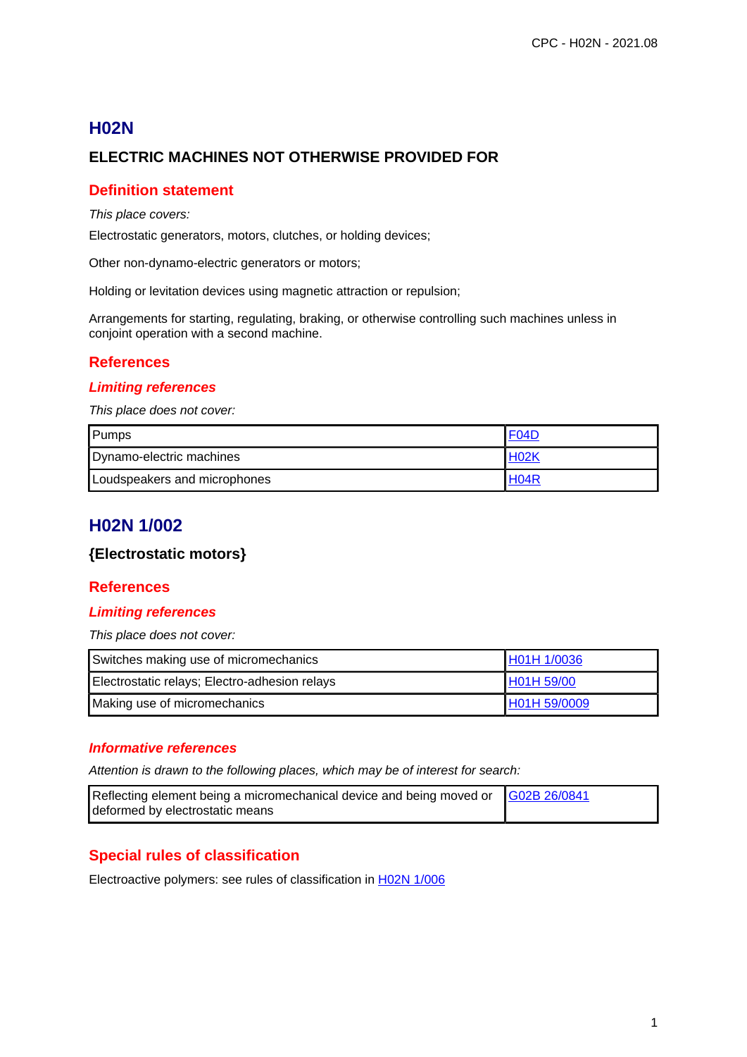# H02N

## ELECTRIC MACHINES NOT OTHERWISE PROVIDED FOR

### Definition statement

*This place covers:*

Electrostatic generators, motors, clutches, or holding devices;

Other non-dynamo-electric generators or motors;

Holding or levitation devices using magnetic attraction or repulsion;

Arrangements for starting, regulating, braking, or otherwise controlling such machines unless in conjoint operation with a second machine.

### References

#### *Limiting references*

*This place does not cover:*

| | |
|---|---|
| Pumps | F04D |
| Dynamo-electric machines | H02K |
| Loudspeakers and microphones | H04R |

# H02N 1/002

## {Electrostatic motors}

### References

#### *Limiting references*

*This place does not cover:*

| | |
|---|---|
| Switches making use of micromechanics | H01H 1/0036 |
| Electrostatic relays; Electro-adhesion relays | H01H 59/00 |
| Making use of micromechanics | H01H 59/0009 |

#### *Informative references*

*Attention is drawn to the following places, which may be of interest for search:*

| | |
|---|---|
| Reflecting element being a micromechanical device and being moved or deformed by electrostatic means | G02B 26/0841 |

### Special rules of classification

Electroactive polymers: see rules of classification in H02N 1/006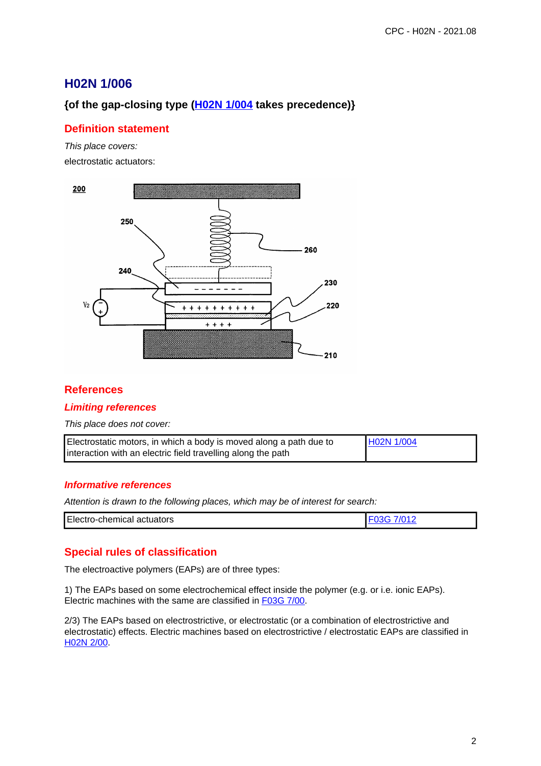# H02N 1/006

## {of the gap-closing type (H02N 1/004 takes precedence)}

## Definition statement

*This place covers:*

electrostatic actuators:

## References

### Limiting references

*This place does not cover:*

| Electrostatic motors, in which a body is moved along a path due to interaction with an electric field travelling along the path | H02N 1/004 |
|---|---|

### Informative references

*Attention is drawn to the following places, which may be of interest for search:*

| Electro-chemical actuators | F03G 7/012 |
|---|---|

## Special rules of classification

The electroactive polymers (EAPs) are of three types:

1) The EAPs based on some electrochemical effect inside the polymer (e.g. or i.e. ionic EAPs). Electric machines with the same are classified in F03G 7/00.

2/3) The EAPs based on electrostrictive, or electrostatic (or a combination of electrostrictive and electrostatic) effects. Electric machines based on electrostrictive / electrostatic EAPs are classified in H02N 2/00.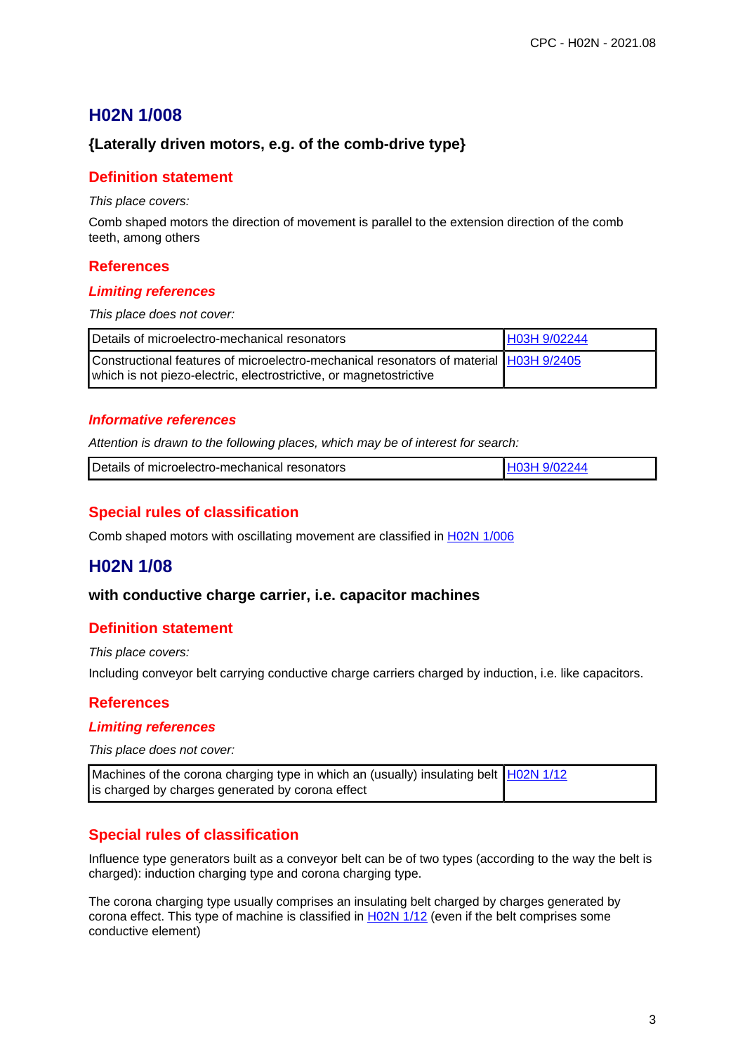## H02N 1/008

### {Laterally driven motors, e.g. of the comb-drive type}

### Definition statement

*This place covers:*

Comb shaped motors the direction of movement is parallel to the extension direction of the comb teeth, among others

### References

#### *Limiting references*

*This place does not cover:*

| | |
|---|---|
| Details of microelectro-mechanical resonators | H03H 9/02244 |
| Constructional features of microelectro-mechanical resonators of material which is not piezo-electric, electrostrictive, or magnetostrictive | H03H 9/2405 |

#### *Informative references*

*Attention is drawn to the following places, which may be of interest for search:*

| | |
|---|---|
| Details of microelectro-mechanical resonators | H03H 9/02244 |

### Special rules of classification

Comb shaped motors with oscillating movement are classified in H02N 1/006

## H02N 1/08

### with conductive charge carrier, i.e. capacitor machines

### Definition statement

*This place covers:*

Including conveyor belt carrying conductive charge carriers charged by induction, i.e. like capacitors.

### References

#### *Limiting references*

*This place does not cover:*

| | |
|---|---|
| Machines of the corona charging type in which an (usually) insulating belt is charged by charges generated by corona effect | H02N 1/12 |

### Special rules of classification

Influence type generators built as a conveyor belt can be of two types (according to the way the belt is charged): induction charging type and corona charging type.

The corona charging type usually comprises an insulating belt charged by charges generated by corona effect. This type of machine is classified in H02N 1/12 (even if the belt comprises some conductive element)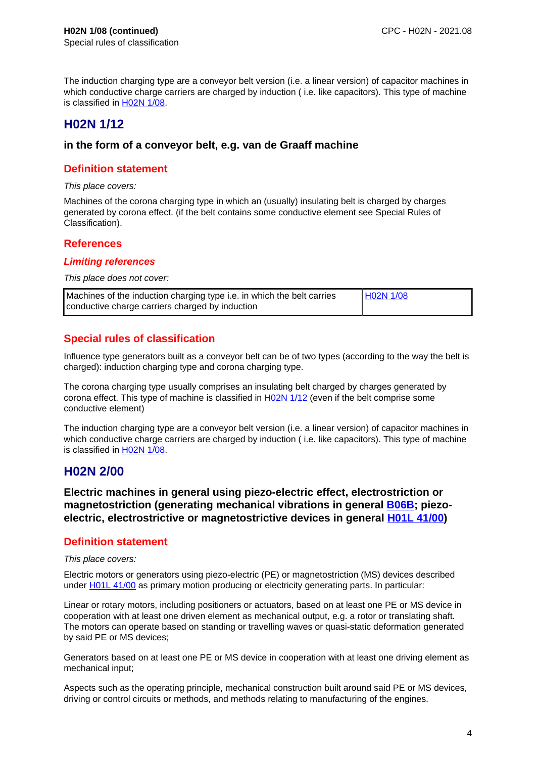**H02N 1/08 (continued)**
Special rules of classification

The induction charging type are a conveyor belt version (i.e. a linear version) of capacitor machines in which conductive charge carriers are charged by induction ( i.e. like capacitors). This type of machine is classified in H02N 1/08.

## H02N 1/12

### in the form of a conveyor belt, e.g. van de Graaff machine

### Definition statement

*This place covers:*

Machines of the corona charging type in which an (usually) insulating belt is charged by charges generated by corona effect. (if the belt contains some conductive element see Special Rules of Classification).

### References

#### *Limiting references*

*This place does not cover:*

| | |
|---|---|
| Machines of the induction charging type i.e. in which the belt carries conductive charge carriers charged by induction | H02N 1/08 |

### Special rules of classification

Influence type generators built as a conveyor belt can be of two types (according to the way the belt is charged): induction charging type and corona charging type.

The corona charging type usually comprises an insulating belt charged by charges generated by corona effect. This type of machine is classified in H02N 1/12 (even if the belt comprise some conductive element)

The induction charging type are a conveyor belt version (i.e. a linear version) of capacitor machines in which conductive charge carriers are charged by induction ( i.e. like capacitors). This type of machine is classified in H02N 1/08.

## H02N 2/00

### Electric machines in general using piezo-electric effect, electrostriction or magnetostriction (generating mechanical vibrations in general B06B; piezo-electric, electrostrictive or magnetostrictive devices in general H01L 41/00)

### Definition statement

*This place covers:*

Electric motors or generators using piezo-electric (PE) or magnetostriction (MS) devices described under H01L 41/00 as primary motion producing or electricity generating parts. In particular:

Linear or rotary motors, including positioners or actuators, based on at least one PE or MS device in cooperation with at least one driven element as mechanical output, e.g. a rotor or translating shaft. The motors can operate based on standing or travelling waves or quasi-static deformation generated by said PE or MS devices;

Generators based on at least one PE or MS device in cooperation with at least one driving element as mechanical input;

Aspects such as the operating principle, mechanical construction built around said PE or MS devices, driving or control circuits or methods, and methods relating to manufacturing of the engines.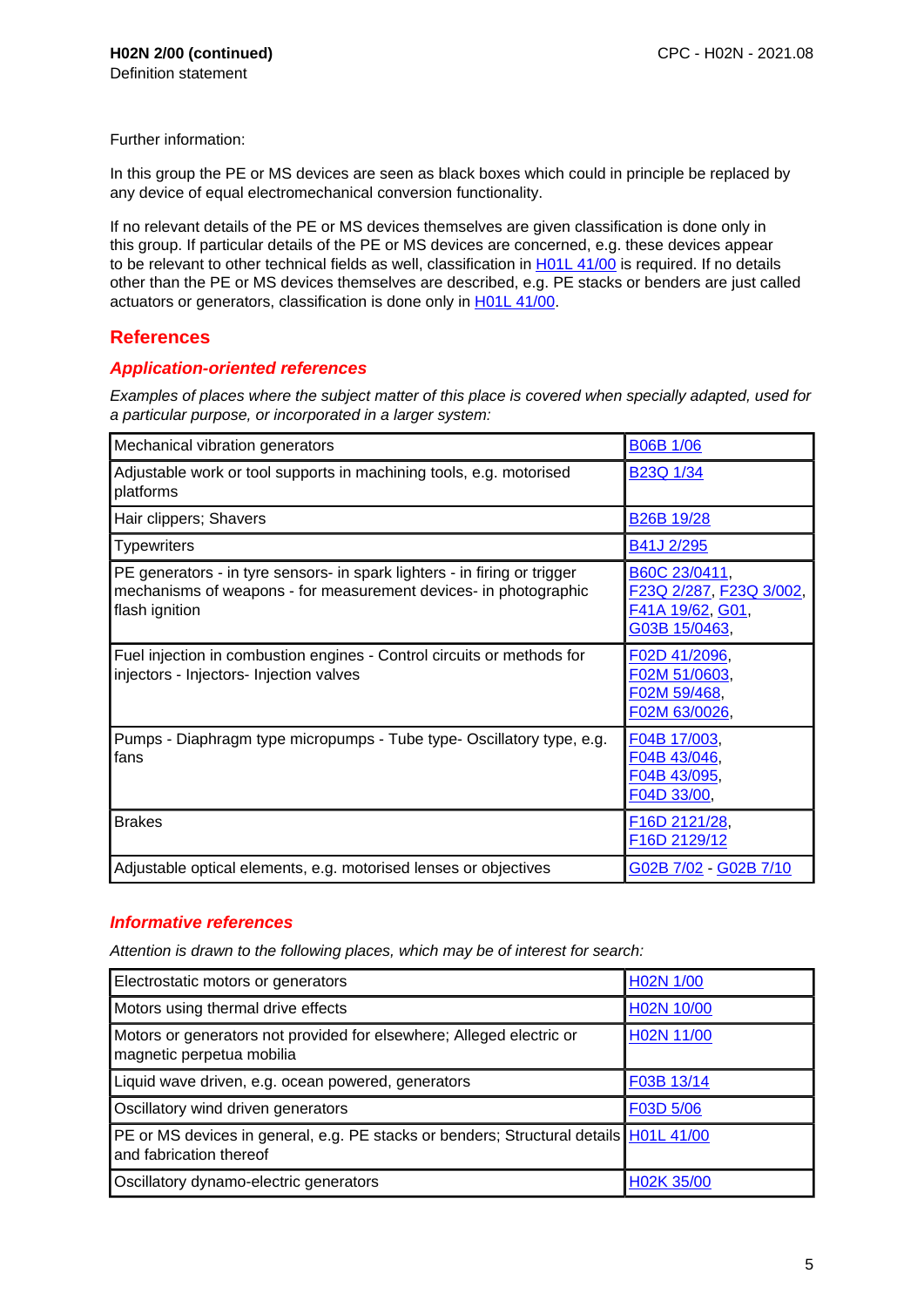**H02N 2/00 (continued)**
Definition statement

Further information:

In this group the PE or MS devices are seen as black boxes which could in principle be replaced by any device of equal electromechanical conversion functionality.

If no relevant details of the PE or MS devices themselves are given classification is done only in this group. If particular details of the PE or MS devices are concerned, e.g. these devices appear to be relevant to other technical fields as well, classification in H01L 41/00 is required. If no details other than the PE or MS devices themselves are described, e.g. PE stacks or benders are just called actuators or generators, classification is done only in H01L 41/00.

## References

### Application-oriented references

*Examples of places where the subject matter of this place is covered when specially adapted, used for a particular purpose, or incorporated in a larger system:*

| | |
|---|---|
| Mechanical vibration generators | B06B 1/06 |
| Adjustable work or tool supports in machining tools, e.g. motorised platforms | B23Q 1/34 |
| Hair clippers; Shavers | B26B 19/28 |
| Typewriters | B41J 2/295 |
| PE generators - in tyre sensors- in spark lighters - in firing or trigger mechanisms of weapons - for measurement devices- in photographic flash ignition | B60C 23/0411, F23Q 2/287, F23Q 3/002, F41A 19/62, G01, G03B 15/0463, |
| Fuel injection in combustion engines - Control circuits or methods for injectors - Injectors- Injection valves | F02D 41/2096, F02M 51/0603, F02M 59/468, F02M 63/0026, |
| Pumps - Diaphragm type micropumps - Tube type- Oscillatory type, e.g. fans | F04B 17/003, F04B 43/046, F04B 43/095, F04D 33/00, |
| Brakes | F16D 2121/28, F16D 2129/12 |
| Adjustable optical elements, e.g. motorised lenses or objectives | G02B 7/02 - G02B 7/10 |

### Informative references

*Attention is drawn to the following places, which may be of interest for search:*

| | |
|---|---|
| Electrostatic motors or generators | H02N 1/00 |
| Motors using thermal drive effects | H02N 10/00 |
| Motors or generators not provided for elsewhere; Alleged electric or magnetic perpetua mobilia | H02N 11/00 |
| Liquid wave driven, e.g. ocean powered, generators | F03B 13/14 |
| Oscillatory wind driven generators | F03D 5/06 |
| PE or MS devices in general, e.g. PE stacks or benders; Structural details and fabrication thereof | H01L 41/00 |
| Oscillatory dynamo-electric generators | H02K 35/00 |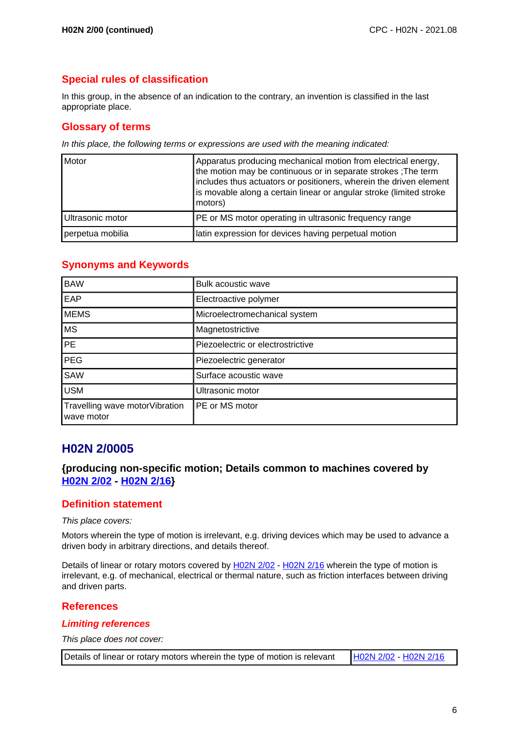## Special rules of classification

In this group, in the absence of an indication to the contrary, an invention is classified in the last appropriate place.

## Glossary of terms

*In this place, the following terms or expressions are used with the meaning indicated:*

| | |
|---|---|
| Motor | Apparatus producing mechanical motion from electrical energy, the motion may be continuous or in separate strokes ;The term includes thus actuators or positioners, wherein the driven element is movable along a certain linear or angular stroke (limited stroke motors) |
| Ultrasonic motor | PE or MS motor operating in ultrasonic frequency range |
| perpetua mobilia | latin expression for devices having perpetual motion |

## Synonyms and Keywords

| | |
|---|---|
| BAW | Bulk acoustic wave |
| EAP | Electroactive polymer |
| MEMS | Microelectromechanical system |
| MS | Magnetostrictive |
| PE | Piezoelectric or electrostrictive |
| PEG | Piezoelectric generator |
| SAW | Surface acoustic wave |
| USM | Ultrasonic motor |
| Travelling wave motorVibration wave motor | PE or MS motor |

# H02N 2/0005

### {producing non-specific motion; Details common to machines covered by H02N 2/02 - H02N 2/16}

## Definition statement

*This place covers:*

Motors wherein the type of motion is irrelevant, e.g. driving devices which may be used to advance a driven body in arbitrary directions, and details thereof.

Details of linear or rotary motors covered by H02N 2/02 - H02N 2/16 wherein the type of motion is irrelevant, e.g. of mechanical, electrical or thermal nature, such as friction interfaces between driving and driven parts.

## References

### *Limiting references*

*This place does not cover:*

| | |
|---|---|
| Details of linear or rotary motors wherein the type of motion is relevant | H02N 2/02 - H02N 2/16 |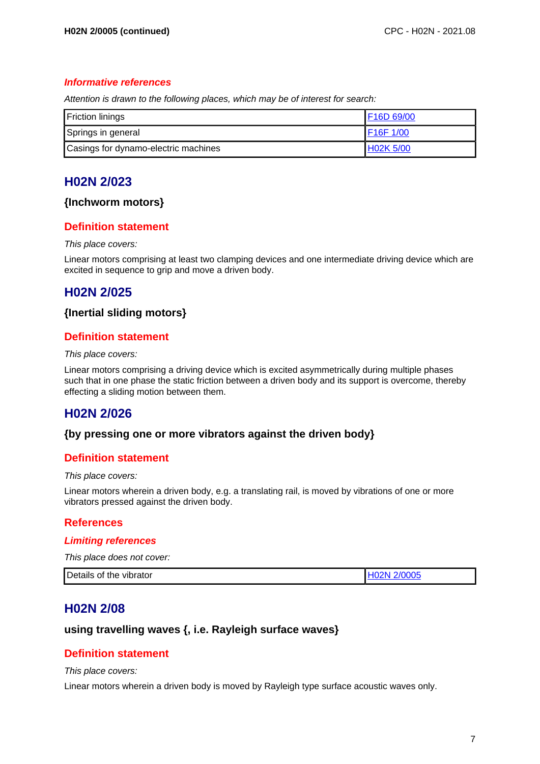### *Informative references*

*Attention is drawn to the following places, which may be of interest for search:*

| | |
|---|---|
| Friction linings | F16D 69/00 |
| Springs in general | F16F 1/00 |
| Casings for dynamo-electric machines | H02K 5/00 |

## H02N 2/023

### {Inchworm motors}

### Definition statement

*This place covers:*

Linear motors comprising at least two clamping devices and one intermediate driving device which are excited in sequence to grip and move a driven body.

## H02N 2/025

### {Inertial sliding motors}

### Definition statement

*This place covers:*

Linear motors comprising a driving device which is excited asymmetrically during multiple phases such that in one phase the static friction between a driven body and its support is overcome, thereby effecting a sliding motion between them.

## H02N 2/026

### {by pressing one or more vibrators against the driven body}

### Definition statement

*This place covers:*

Linear motors wherein a driven body, e.g. a translating rail, is moved by vibrations of one or more vibrators pressed against the driven body.

### References

#### *Limiting references*

*This place does not cover:*

| | |
|---|---|
| Details of the vibrator | H02N 2/0005 |

## H02N 2/08

### using travelling waves {, i.e. Rayleigh surface waves}

### Definition statement

*This place covers:*

Linear motors wherein a driven body is moved by Rayleigh type surface acoustic waves only.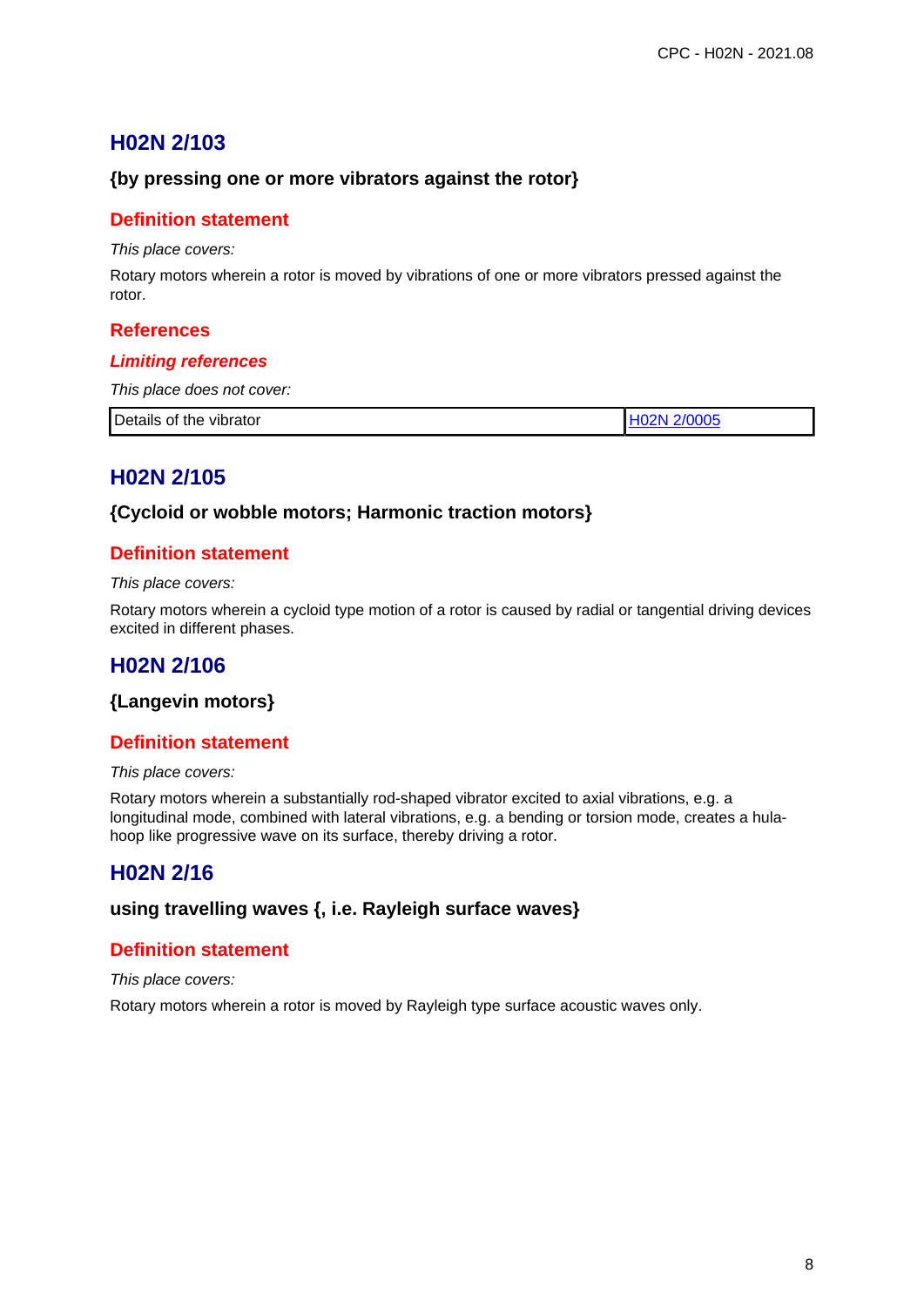## H02N 2/103

### {by pressing one or more vibrators against the rotor}

#### Definition statement

*This place covers:*

Rotary motors wherein a rotor is moved by vibrations of one or more vibrators pressed against the rotor.

#### References

##### *Limiting references*

*This place does not cover:*

| Details of the vibrator | H02N 2/0005 |
|---|---|

## H02N 2/105

### {Cycloid or wobble motors; Harmonic traction motors}

#### Definition statement

*This place covers:*

Rotary motors wherein a cycloid type motion of a rotor is caused by radial or tangential driving devices excited in different phases.

## H02N 2/106

### {Langevin motors}

#### Definition statement

*This place covers:*

Rotary motors wherein a substantially rod-shaped vibrator excited to axial vibrations, e.g. a longitudinal mode, combined with lateral vibrations, e.g. a bending or torsion mode, creates a hula-hoop like progressive wave on its surface, thereby driving a rotor.

## H02N 2/16

### using travelling waves {, i.e. Rayleigh surface waves}

#### Definition statement

*This place covers:*

Rotary motors wherein a rotor is moved by Rayleigh type surface acoustic waves only.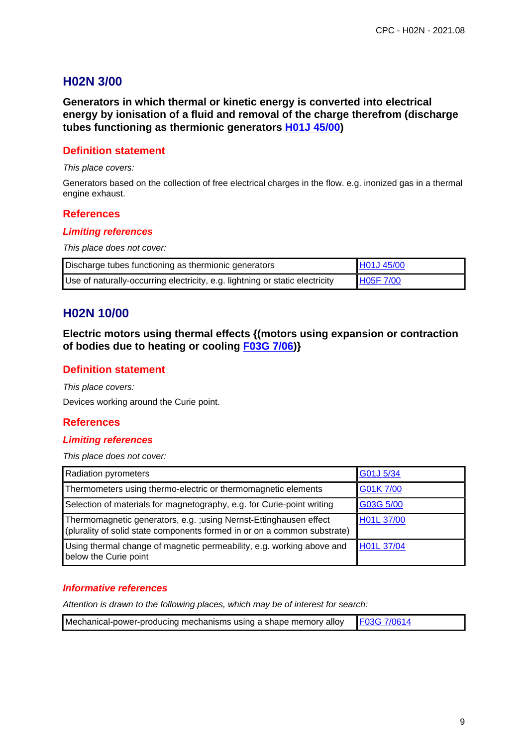## H02N 3/00

**Generators in which thermal or kinetic energy is converted into electrical energy by ionisation of a fluid and removal of the charge therefrom (discharge tubes functioning as thermionic generators H01J 45/00)**

### Definition statement

*This place covers:*

Generators based on the collection of free electrical charges in the flow. e.g. inonized gas in a thermal engine exhaust.

### References

#### *Limiting references*

*This place does not cover:*

| | |
|---|---|
| Discharge tubes functioning as thermionic generators | H01J 45/00 |
| Use of naturally-occurring electricity, e.g. lightning or static electricity | H05F 7/00 |

## H02N 10/00

**Electric motors using thermal effects {(motors using expansion or contraction of bodies due to heating or cooling F03G 7/06)}**

### Definition statement

*This place covers:*

Devices working around the Curie point.

### References

#### *Limiting references*

*This place does not cover:*

| | |
|---|---|
| Radiation pyrometers | G01J 5/34 |
| Thermometers using thermo-electric or thermomagnetic elements | G01K 7/00 |
| Selection of materials for magnetography, e.g. for Curie-point writing | G03G 5/00 |
| Thermomagnetic generators, e.g. ;using Nernst-Ettinghausen effect (plurality of solid state components formed in or on a common substrate) | H01L 37/00 |
| Using thermal change of magnetic permeability, e.g. working above and below the Curie point | H01L 37/04 |

#### *Informative references*

*Attention is drawn to the following places, which may be of interest for search:*

| | |
|---|---|
| Mechanical-power-producing mechanisms using a shape memory alloy | F03G 7/0614 |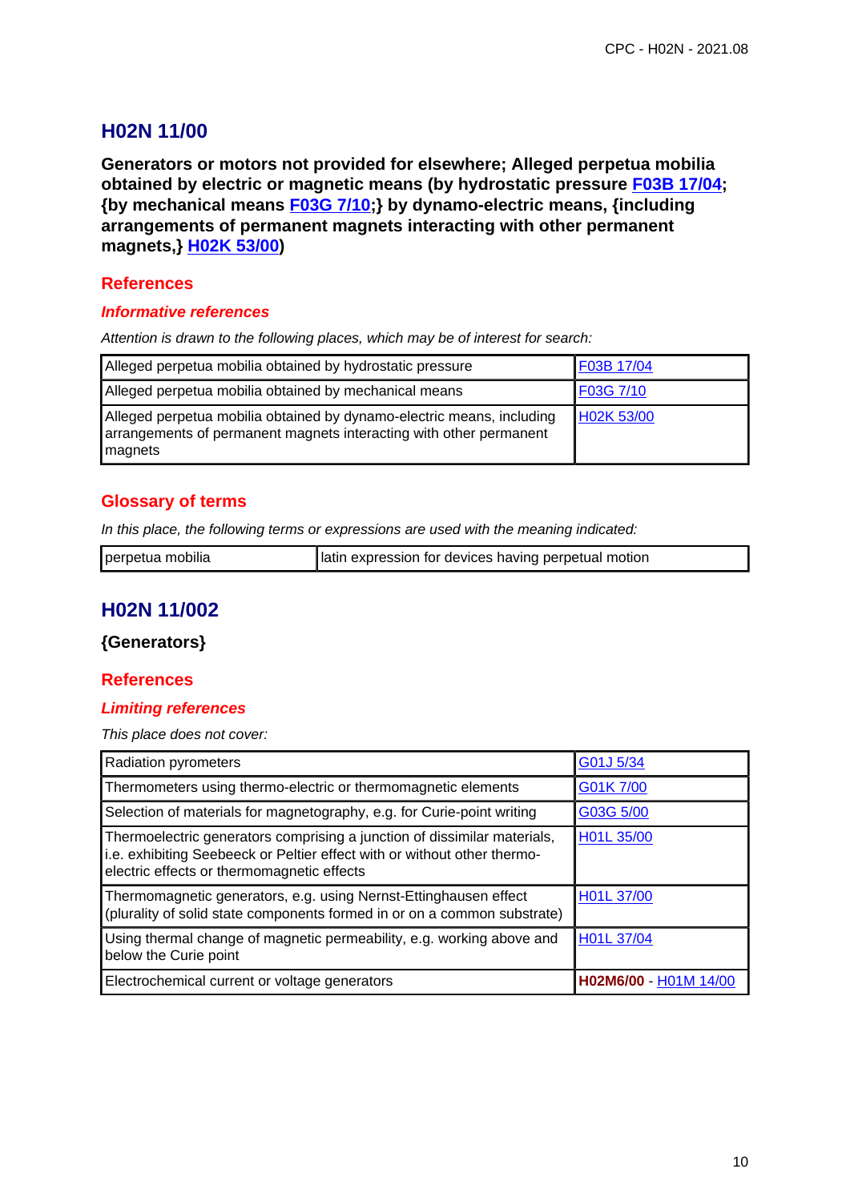## H02N 11/00

**Generators or motors not provided for elsewhere; Alleged perpetua mobilia obtained by electric or magnetic means (by hydrostatic pressure F03B 17/04; {by mechanical means F03G 7/10;} by dynamo-electric means, {including arrangements of permanent magnets interacting with other permanent magnets,} H02K 53/00)**

### References

#### *Informative references*

*Attention is drawn to the following places, which may be of interest for search:*

| | |
|---|---|
| Alleged perpetua mobilia obtained by hydrostatic pressure | F03B 17/04 |
| Alleged perpetua mobilia obtained by mechanical means | F03G 7/10 |
| Alleged perpetua mobilia obtained by dynamo-electric means, including arrangements of permanent magnets interacting with other permanent magnets | H02K 53/00 |

### Glossary of terms

*In this place, the following terms or expressions are used with the meaning indicated:*

| | |
|---|---|
| perpetua mobilia | latin expression for devices having perpetual motion |

## H02N 11/002

**{Generators}**

### References

#### *Limiting references*

*This place does not cover:*

| | |
|---|---|
| Radiation pyrometers | G01J 5/34 |
| Thermometers using thermo-electric or thermomagnetic elements | G01K 7/00 |
| Selection of materials for magnetography, e.g. for Curie-point writing | G03G 5/00 |
| Thermoelectric generators comprising a junction of dissimilar materials, i.e. exhibiting Seebeeck or Peltier effect with or without other thermo-electric effects or thermomagnetic effects | H01L 35/00 |
| Thermomagnetic generators, e.g. using Nernst-Ettinghausen effect (plurality of solid state components formed in or on a common substrate) | H01L 37/00 |
| Using thermal change of magnetic permeability, e.g. working above and below the Curie point | H01L 37/04 |
| Electrochemical current or voltage generators | **H02M6/00** - H01M 14/00 |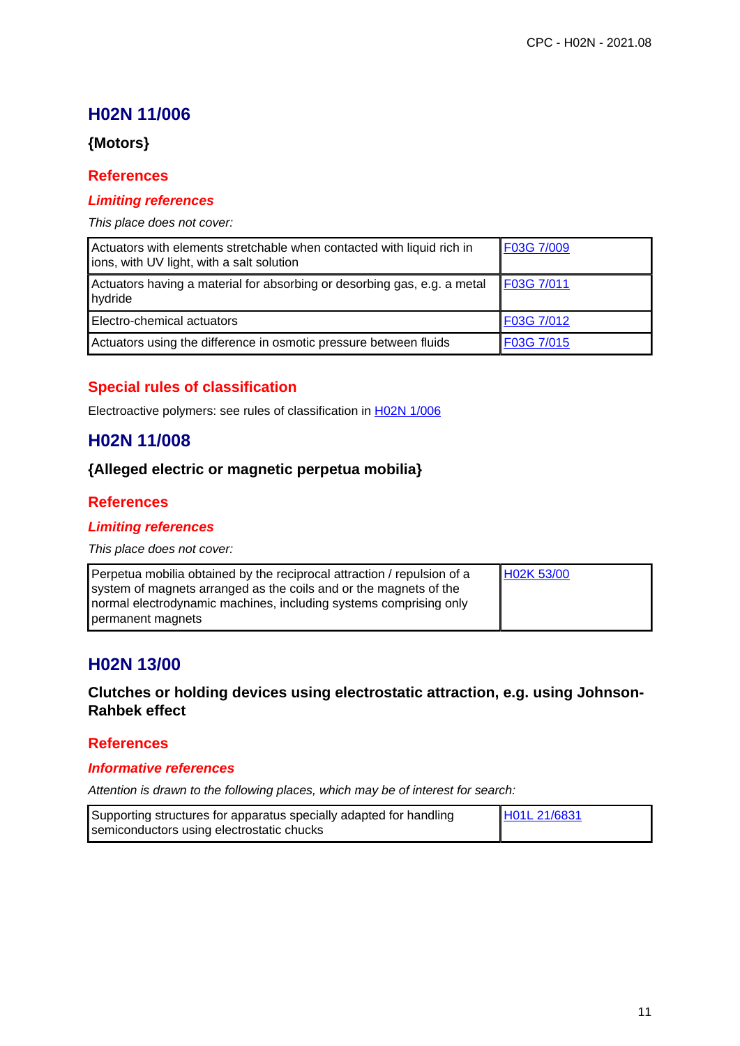# H02N 11/006

### {Motors}

## References

### *Limiting references*

*This place does not cover:*

| | |
|---|---|
| Actuators with elements stretchable when contacted with liquid rich in ions, with UV light, with a salt solution | F03G 7/009 |
| Actuators having a material for absorbing or desorbing gas, e.g. a metal hydride | F03G 7/011 |
| Electro-chemical actuators | F03G 7/012 |
| Actuators using the difference in osmotic pressure between fluids | F03G 7/015 |

## Special rules of classification

Electroactive polymers: see rules of classification in H02N 1/006

# H02N 11/008

### {Alleged electric or magnetic perpetua mobilia}

## References

### *Limiting references*

*This place does not cover:*

| | |
|---|---|
| Perpetua mobilia obtained by the reciprocal attraction / repulsion of a system of magnets arranged as the coils and or the magnets of the normal electrodynamic machines, including systems comprising only permanent magnets | H02K 53/00 |

# H02N 13/00

### Clutches or holding devices using electrostatic attraction, e.g. using Johnson-Rahbek effect

## References

### *Informative references*

*Attention is drawn to the following places, which may be of interest for search:*

| | |
|---|---|
| Supporting structures for apparatus specially adapted for handling semiconductors using electrostatic chucks | H01L 21/6831 |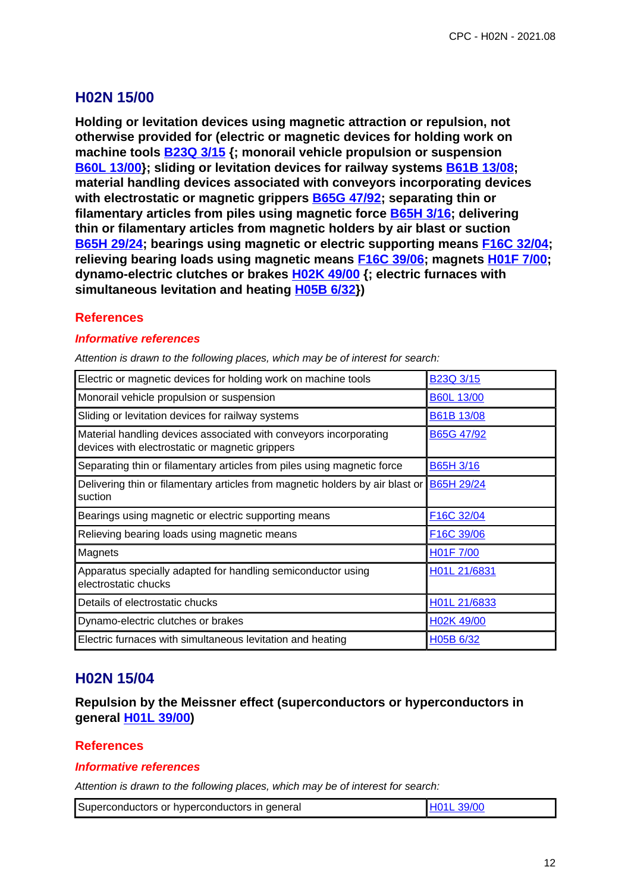## H02N 15/00

**Holding or levitation devices using magnetic attraction or repulsion, not otherwise provided for (electric or magnetic devices for holding work on machine tools B23Q 3/15 {; monorail vehicle propulsion or suspension B60L 13/00}; sliding or levitation devices for railway systems B61B 13/08; material handling devices associated with conveyors incorporating devices with electrostatic or magnetic grippers B65G 47/92; separating thin or filamentary articles from piles using magnetic force B65H 3/16; delivering thin or filamentary articles from magnetic holders by air blast or suction B65H 29/24; bearings using magnetic or electric supporting means F16C 32/04; relieving bearing loads using magnetic means F16C 39/06; magnets H01F 7/00; dynamo-electric clutches or brakes H02K 49/00 {; electric furnaces with simultaneous levitation and heating H05B 6/32})**

### References

#### *Informative references*

*Attention is drawn to the following places, which may be of interest for search:*

| | |
|---|---|
| Electric or magnetic devices for holding work on machine tools | B23Q 3/15 |
| Monorail vehicle propulsion or suspension | B60L 13/00 |
| Sliding or levitation devices for railway systems | B61B 13/08 |
| Material handling devices associated with conveyors incorporating devices with electrostatic or magnetic grippers | B65G 47/92 |
| Separating thin or filamentary articles from piles using magnetic force | B65H 3/16 |
| Delivering thin or filamentary articles from magnetic holders by air blast or suction | B65H 29/24 |
| Bearings using magnetic or electric supporting means | F16C 32/04 |
| Relieving bearing loads using magnetic means | F16C 39/06 |
| Magnets | H01F 7/00 |
| Apparatus specially adapted for handling semiconductor using electrostatic chucks | H01L 21/6831 |
| Details of electrostatic chucks | H01L 21/6833 |
| Dynamo-electric clutches or brakes | H02K 49/00 |
| Electric furnaces with simultaneous levitation and heating | H05B 6/32 |

## H02N 15/04

**Repulsion by the Meissner effect (superconductors or hyperconductors in general H01L 39/00)**

### References

#### *Informative references*

*Attention is drawn to the following places, which may be of interest for search:*

| | |
|---|---|
| Superconductors or hyperconductors in general | H01L 39/00 |